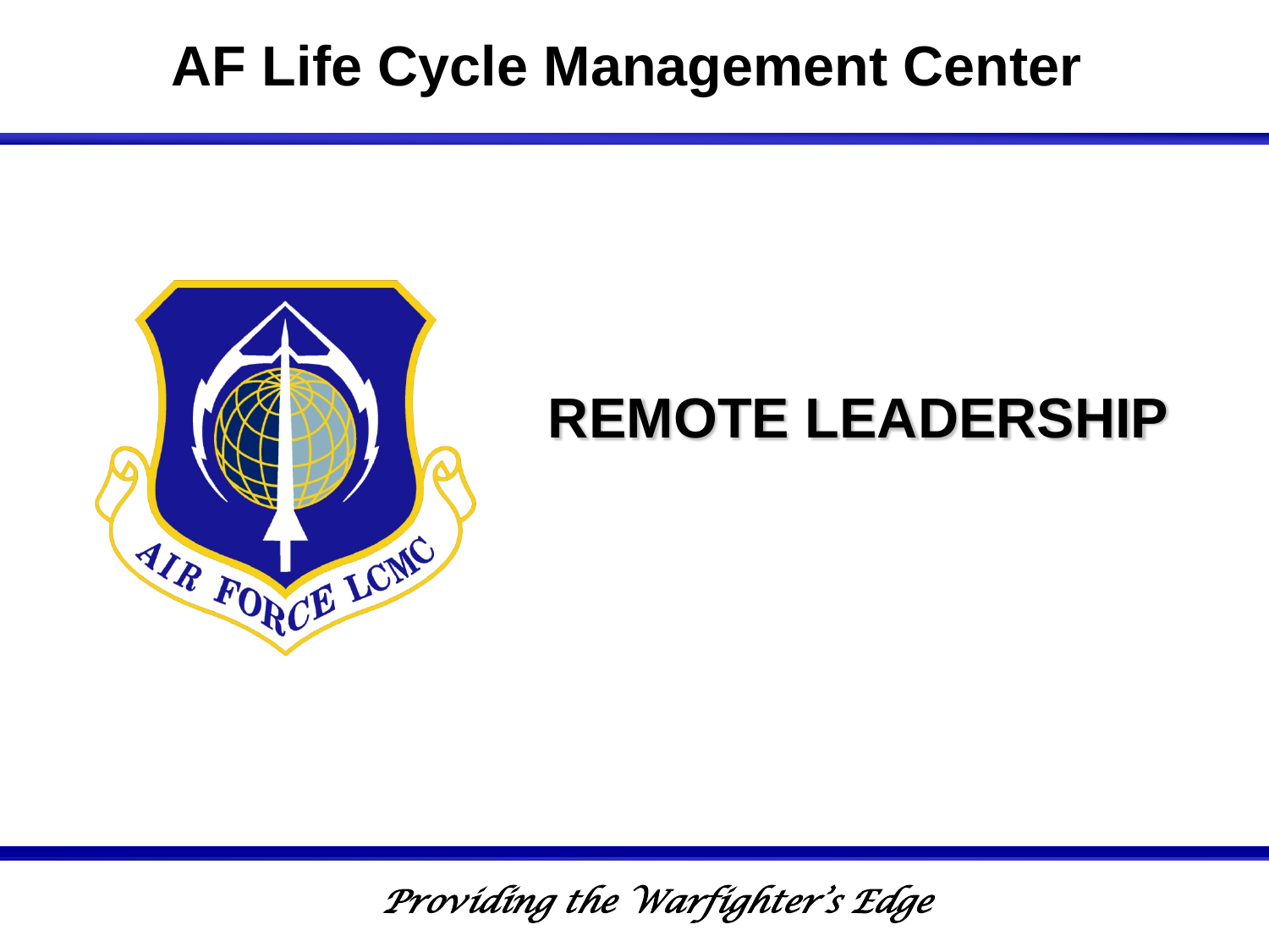# AF Life Cycle Management Center

## REMOTE LEADERSHIP

*Providing the Warfighter's Edge*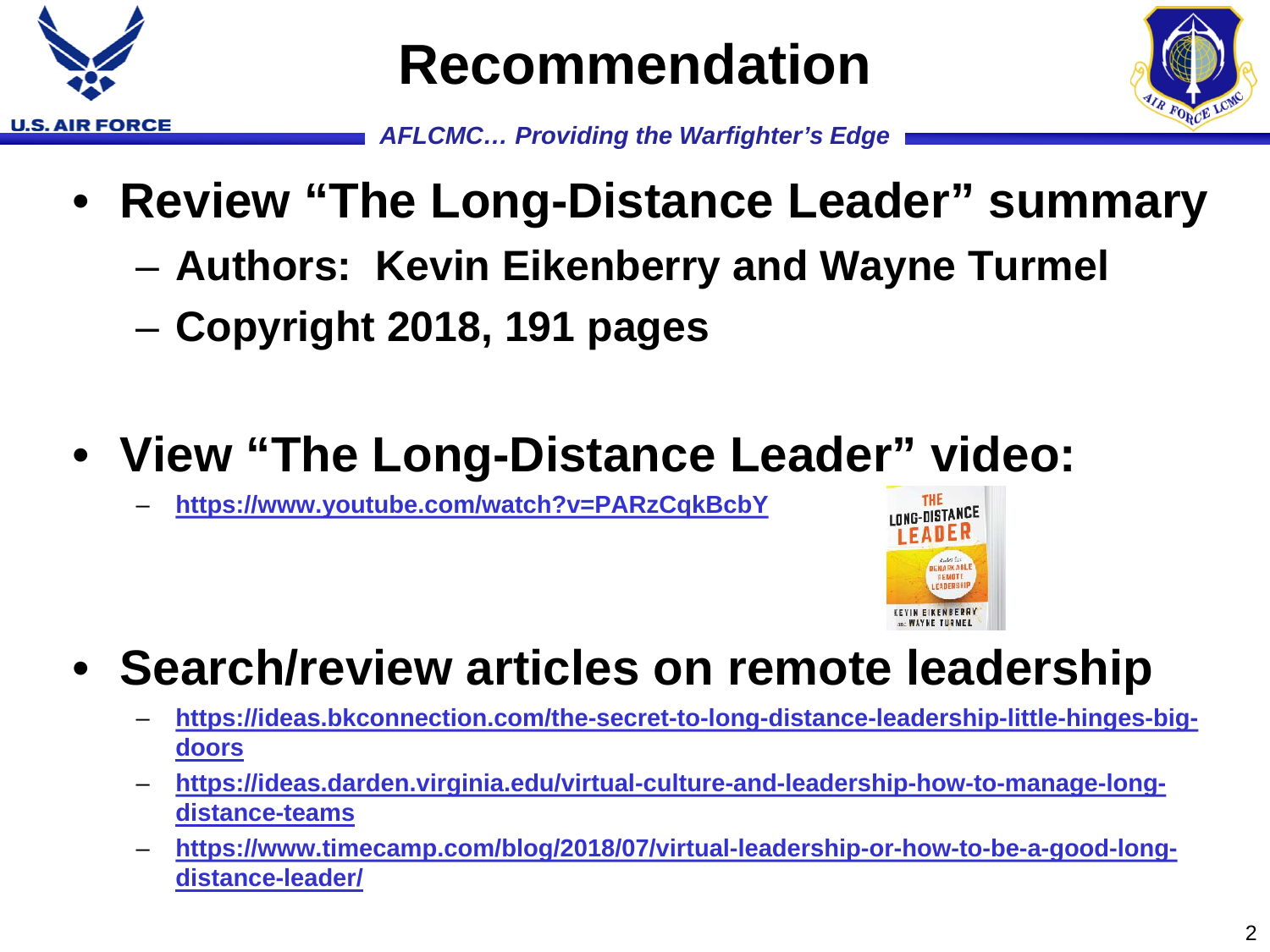# Recommendation

*AFLCMC… Providing the Warfighter's Edge*

- **Review "The Long-Distance Leader" summary**
  - **Authors: Kevin Eikenberry and Wayne Turmel**
  - **Copyright 2018, 191 pages**

- **View "The Long-Distance Leader" video:**
  - https://www.youtube.com/watch?v=PARzCqkBcbY

- **Search/review articles on remote leadership**
  - https://ideas.bkconnection.com/the-secret-to-long-distance-leadership-little-hinges-big-doors
  - https://ideas.darden.virginia.edu/virtual-culture-and-leadership-how-to-manage-long-distance-teams
  - https://www.timecamp.com/blog/2018/07/virtual-leadership-or-how-to-be-a-good-long-distance-leader/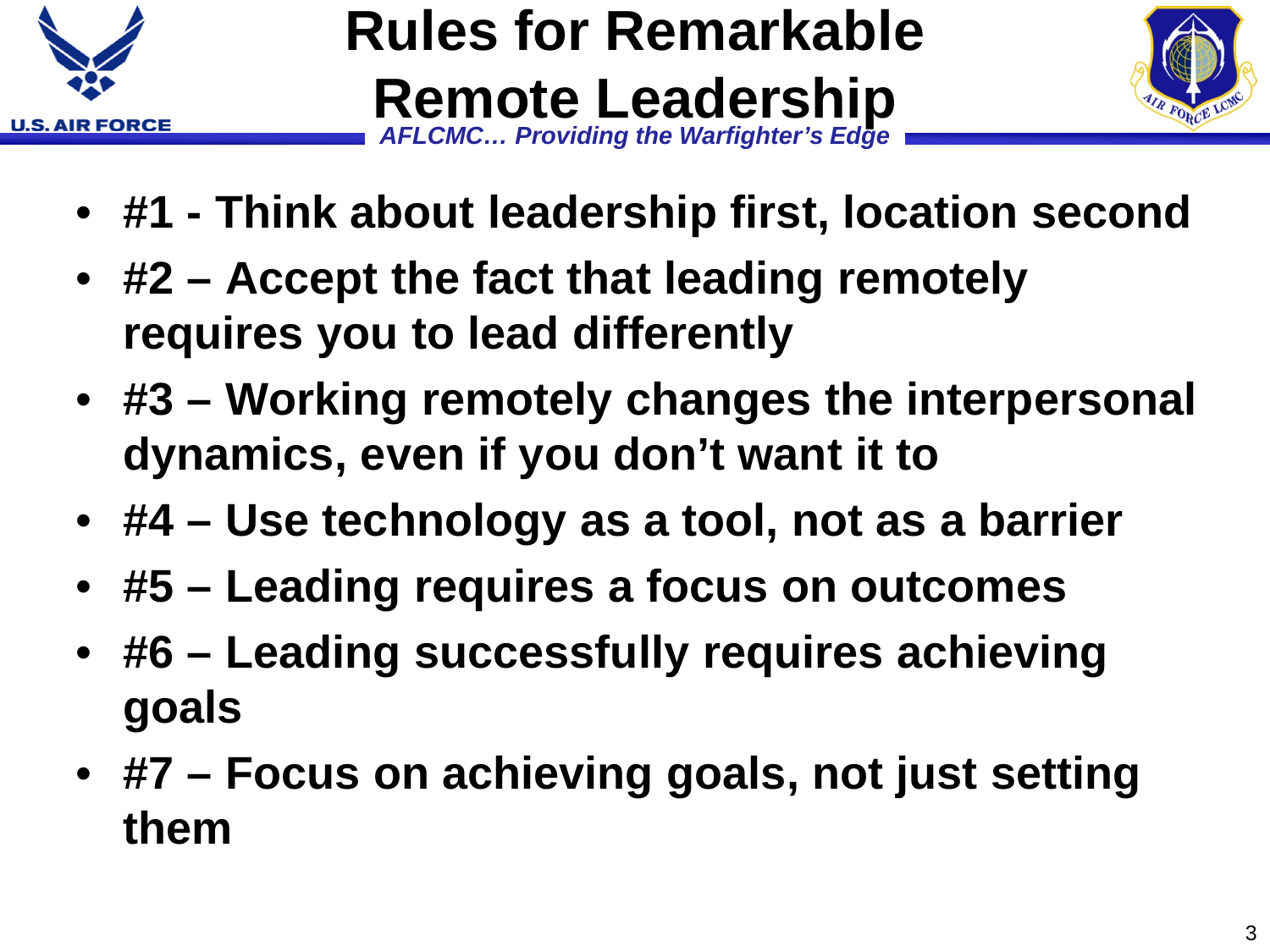# Rules for Remarkable Remote Leadership

- **#1 - Think about leadership first, location second**
- **#2 – Accept the fact that leading remotely requires you to lead differently**
- **#3 – Working remotely changes the interpersonal dynamics, even if you don't want it to**
- **#4 – Use technology as a tool, not as a barrier**
- **#5 – Leading requires a focus on outcomes**
- **#6 – Leading successfully requires achieving goals**
- **#7 – Focus on achieving goals, not just setting them**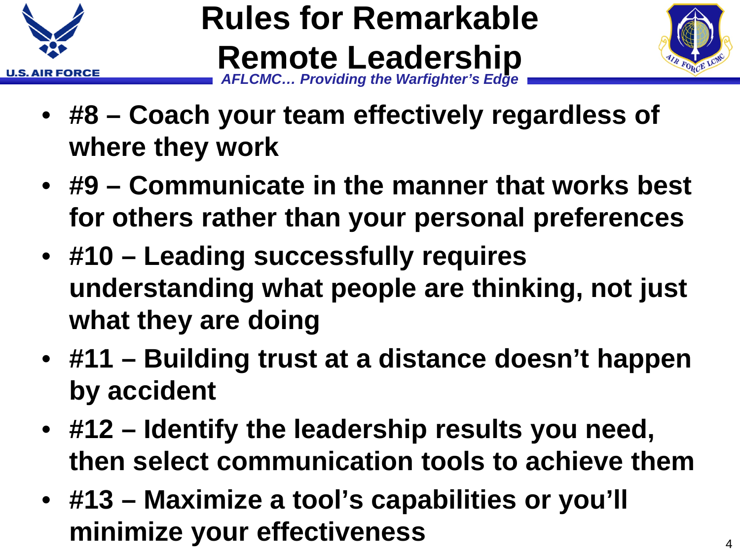# Rules for Remarkable Remote Leadership

*AFLCMC… Providing the Warfighter's Edge*

- **#8 – Coach your team effectively regardless of where they work**
- **#9 – Communicate in the manner that works best for others rather than your personal preferences**
- **#10 – Leading successfully requires understanding what people are thinking, not just what they are doing**
- **#11 – Building trust at a distance doesn't happen by accident**
- **#12 – Identify the leadership results you need, then select communication tools to achieve them**
- **#13 – Maximize a tool's capabilities or you'll minimize your effectiveness**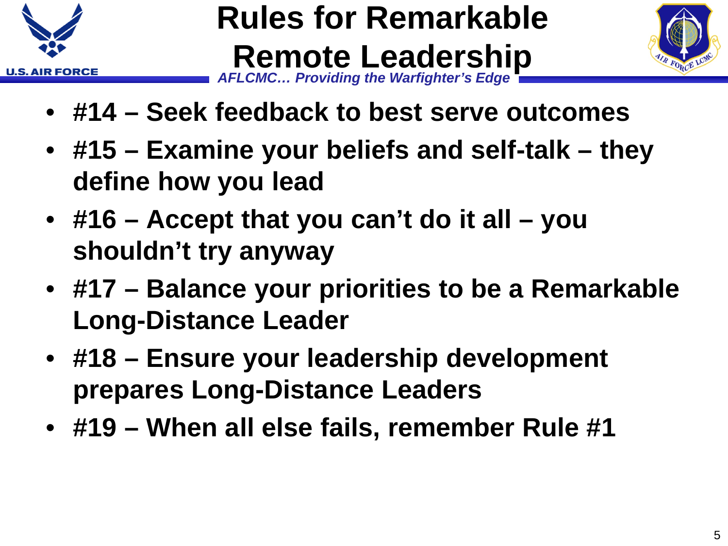# Rules for Remarkable Remote Leadership

*AFLCMC… Providing the Warfighter's Edge*

- **#14 – Seek feedback to best serve outcomes**
- **#15 – Examine your beliefs and self-talk – they define how you lead**
- **#16 – Accept that you can't do it all – you shouldn't try anyway**
- **#17 – Balance your priorities to be a Remarkable Long-Distance Leader**
- **#18 – Ensure your leadership development prepares Long-Distance Leaders**
- **#19 – When all else fails, remember Rule #1**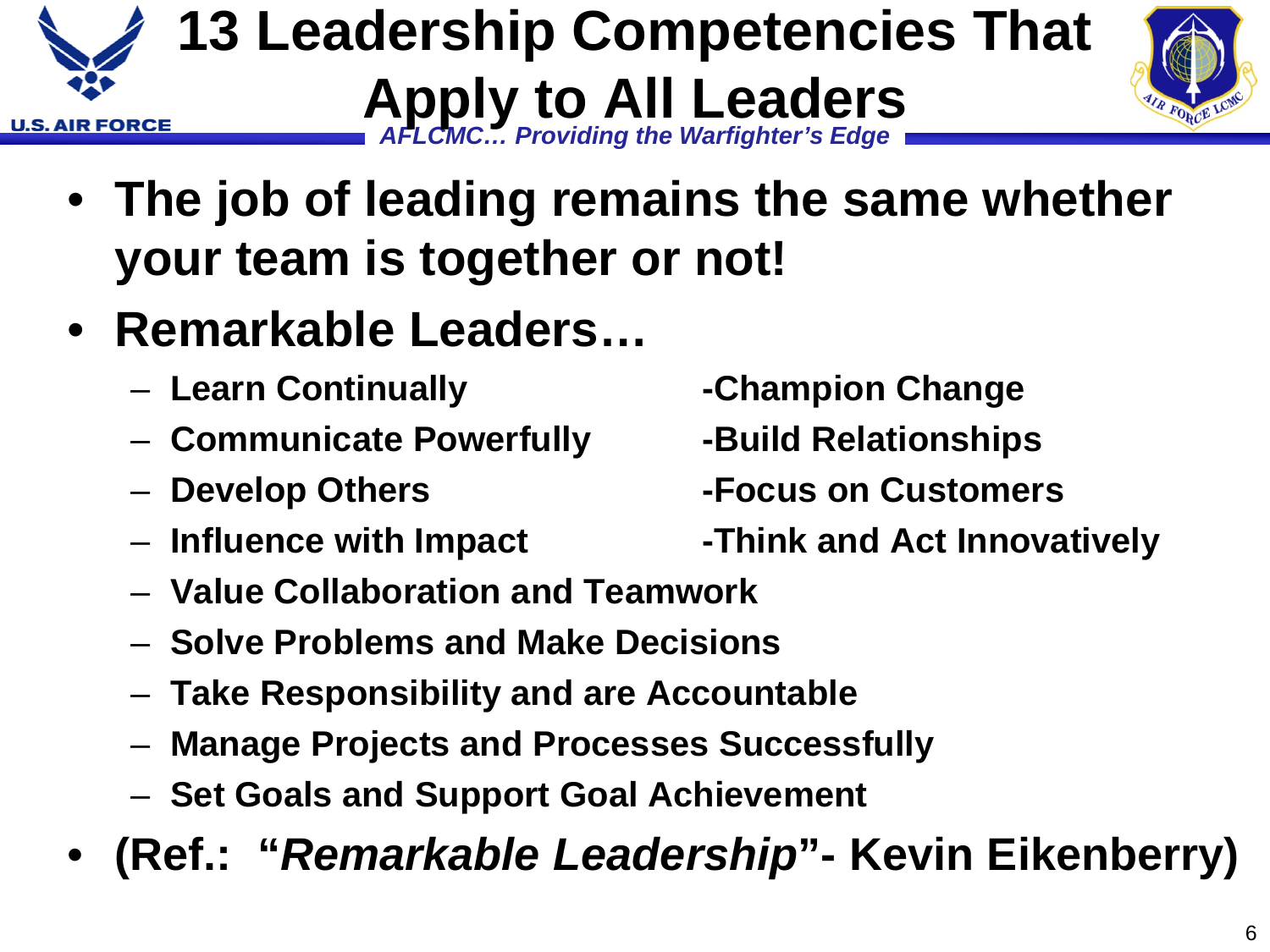# 13 Leadership Competencies That Apply to All Leaders

*AFLCMC… Providing the Warfighter's Edge*

- **The job of leading remains the same whether your team is together or not!**
- **Remarkable Leaders…**
  - **Learn Continually**
  - **Communicate Powerfully**
  - **Develop Others**
  - **Influence with Impact**
  - **Champion Change**
  - **Build Relationships**
  - **Focus on Customers**
  - **Think and Act Innovatively**
  - **Value Collaboration and Teamwork**
  - **Solve Problems and Make Decisions**
  - **Take Responsibility and are Accountable**
  - **Manage Projects and Processes Successfully**
  - **Set Goals and Support Goal Achievement**
- **(Ref.: "*Remarkable Leadership*"- Kevin Eikenberry)**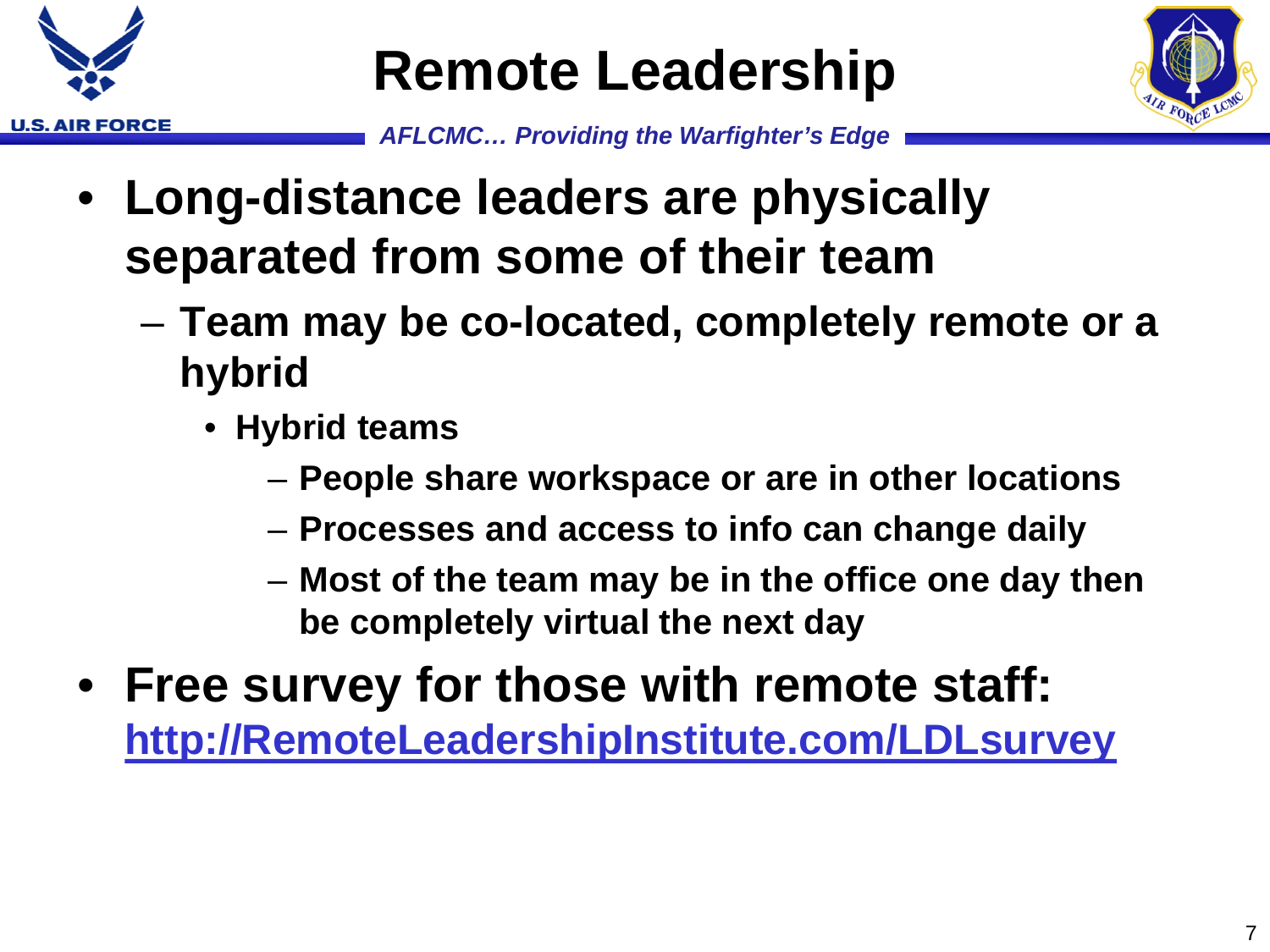# Remote Leadership

- **Long-distance leaders are physically separated from some of their team**
  - **Team may be co-located, completely remote or a hybrid**
    - **Hybrid teams**
      - **People share workspace or are in other locations**
      - **Processes and access to info can change daily**
      - **Most of the team may be in the office one day then be completely virtual the next day**
- **Free survey for those with remote staff:** [**http://RemoteLeadershipInstitute.com/LDLsurvey**](http://RemoteLeadershipInstitute.com/LDLsurvey)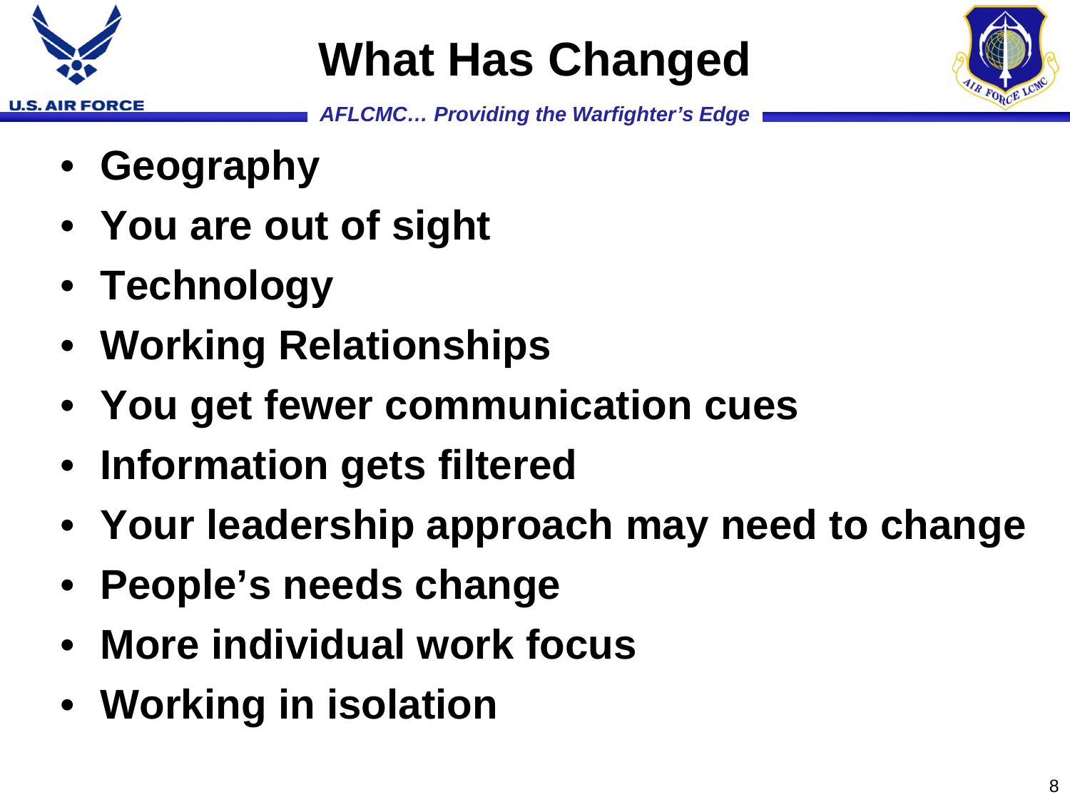# What Has Changed

- **Geography**
- **You are out of sight**
- **Technology**
- **Working Relationships**
- **You get fewer communication cues**
- **Information gets filtered**
- **Your leadership approach may need to change**
- **People's needs change**
- **More individual work focus**
- **Working in isolation**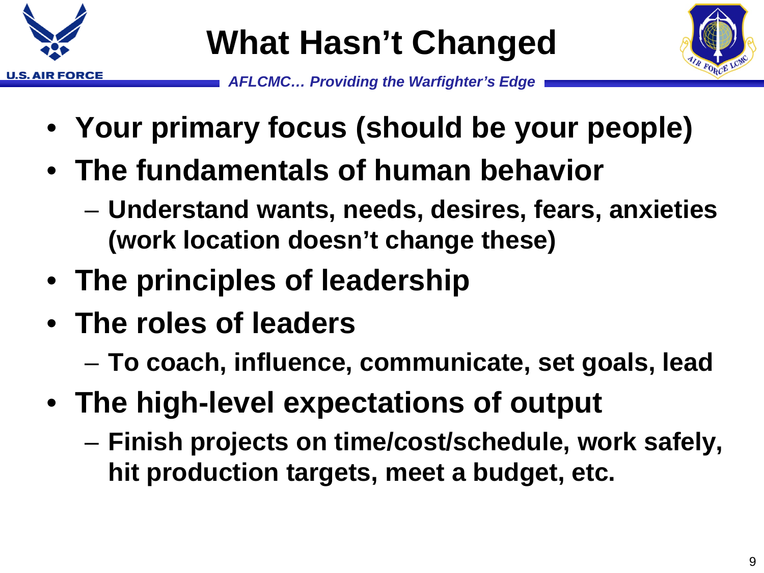# What Hasn't Changed

*AFLCMC… Providing the Warfighter's Edge*

- **Your primary focus (should be your people)**
- **The fundamentals of human behavior**
  - **Understand wants, needs, desires, fears, anxieties (work location doesn't change these)**
- **The principles of leadership**
- **The roles of leaders**
  - **To coach, influence, communicate, set goals, lead**
- **The high-level expectations of output**
  - **Finish projects on time/cost/schedule, work safely, hit production targets, meet a budget, etc.**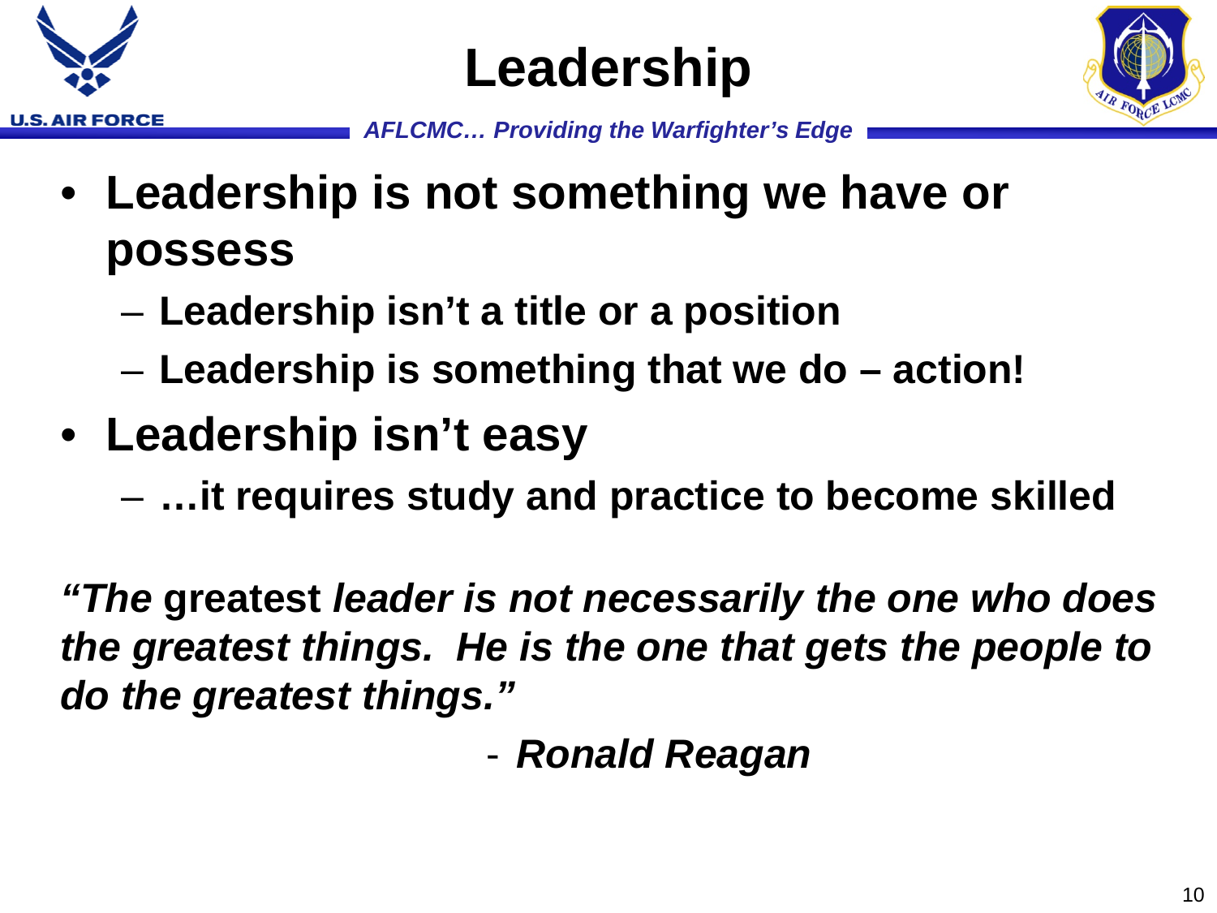# Leadership

*AFLCMC… Providing the Warfighter's Edge*

- **Leadership is not something we have or possess**
  - **Leadership isn't a title or a position**
  - **Leadership is something that we do – action!**
- **Leadership isn't easy**
  - **…it requires study and practice to become skilled**

***"The* greatest *leader is not necessarily the one who does the greatest things. He is the one that gets the people to do the greatest things."***

\- ***Ronald Reagan***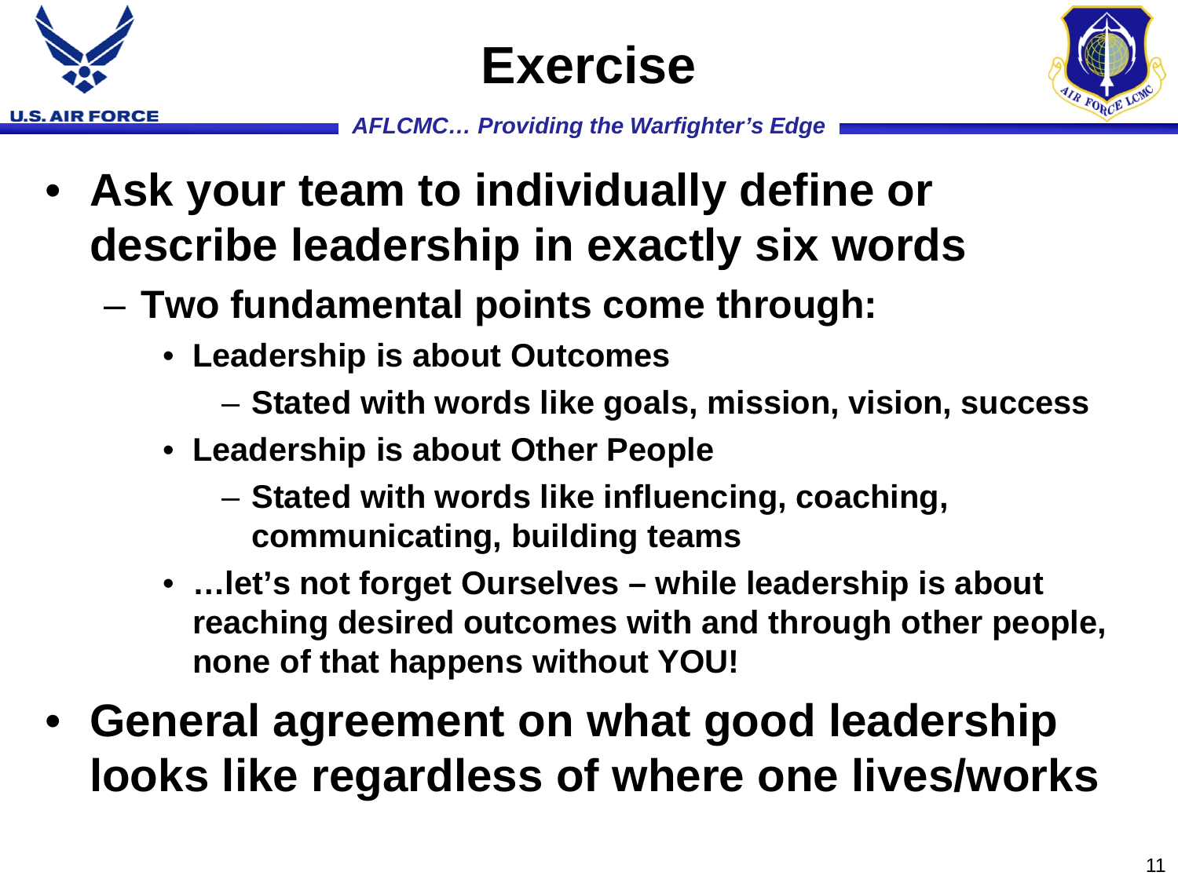# Exercise

*AFLCMC… Providing the Warfighter's Edge*

- **Ask your team to individually define or describe leadership in exactly six words**
  - **Two fundamental points come through:**
    - **Leadership is about Outcomes**
      - **Stated with words like goals, mission, vision, success**
    - **Leadership is about Other People**
      - **Stated with words like influencing, coaching, communicating, building teams**
    - **…let's not forget Ourselves – while leadership is about reaching desired outcomes with and through other people, none of that happens without YOU!**
- **General agreement on what good leadership looks like regardless of where one lives/works**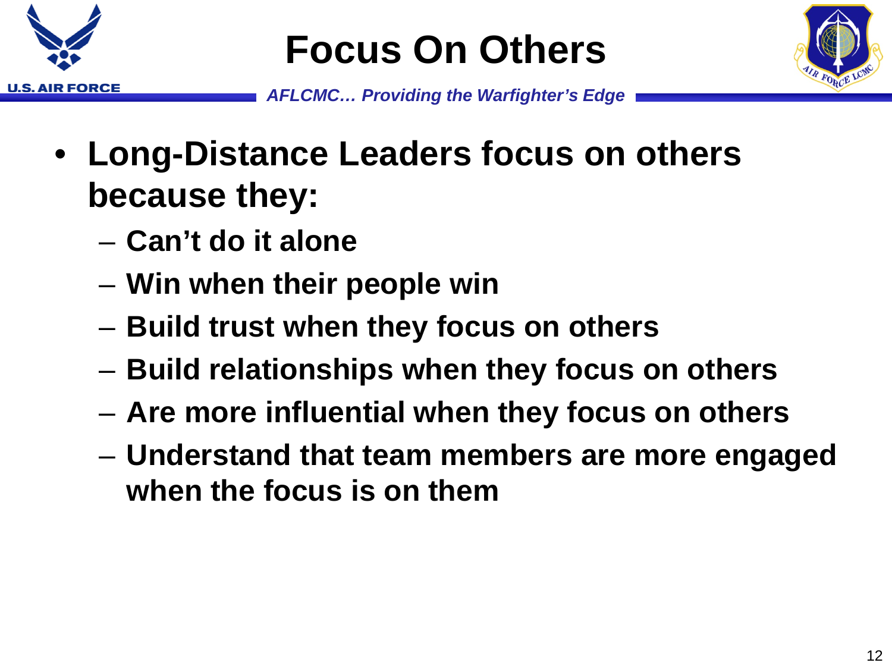# Focus On Others

*AFLCMC… Providing the Warfighter's Edge*

- **Long-Distance Leaders focus on others because they:**
  - **Can't do it alone**
  - **Win when their people win**
  - **Build trust when they focus on others**
  - **Build relationships when they focus on others**
  - **Are more influential when they focus on others**
  - **Understand that team members are more engaged when the focus is on them**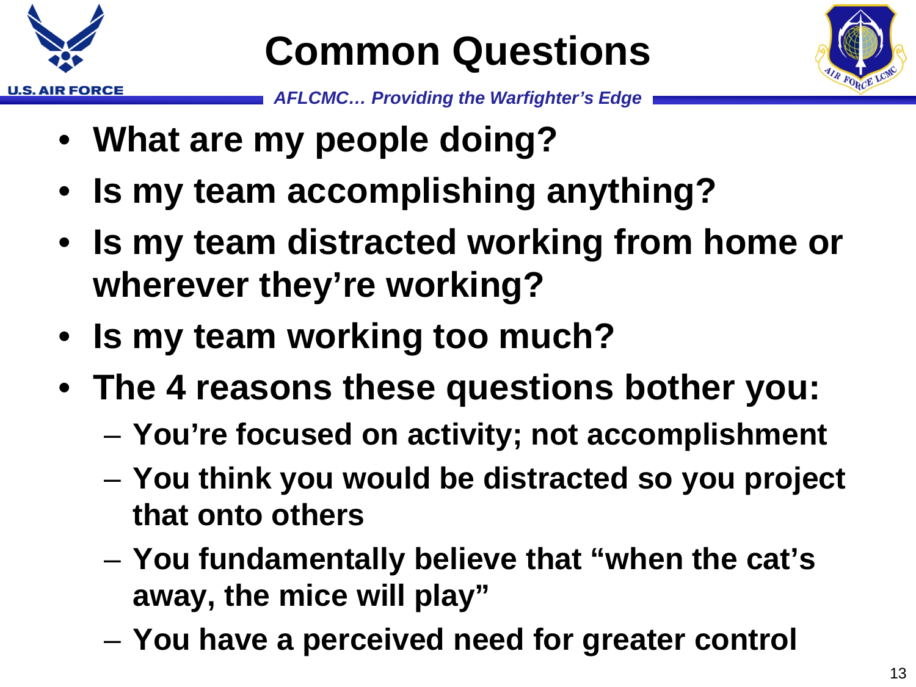# Common Questions

- **What are my people doing?**
- **Is my team accomplishing anything?**
- **Is my team distracted working from home or wherever they're working?**
- **Is my team working too much?**
- **The 4 reasons these questions bother you:**
  - **You're focused on activity; not accomplishment**
  - **You think you would be distracted so you project that onto others**
  - **You fundamentally believe that "when the cat's away, the mice will play"**
  - **You have a perceived need for greater control**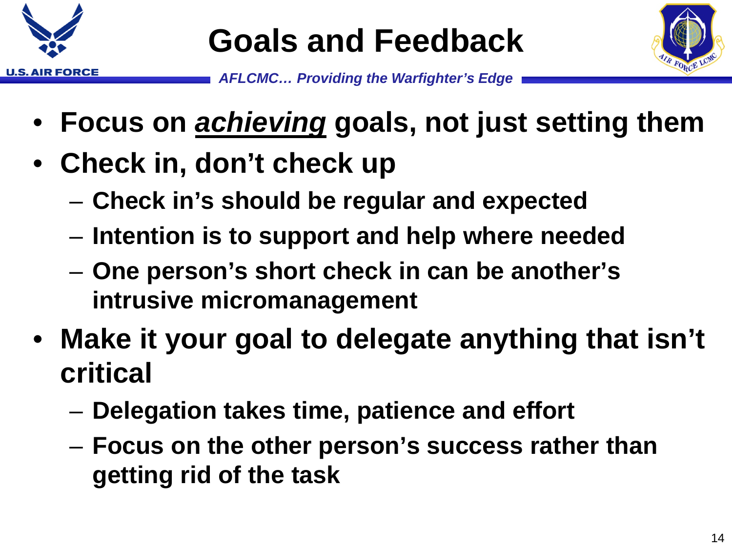# Goals and Feedback

- **Focus on *achieving* goals, not just setting them**
- **Check in, don't check up**
  - **Check in's should be regular and expected**
  - **Intention is to support and help where needed**
  - **One person's short check in can be another's intrusive micromanagement**
- **Make it your goal to delegate anything that isn't critical**
  - **Delegation takes time, patience and effort**
  - **Focus on the other person's success rather than getting rid of the task**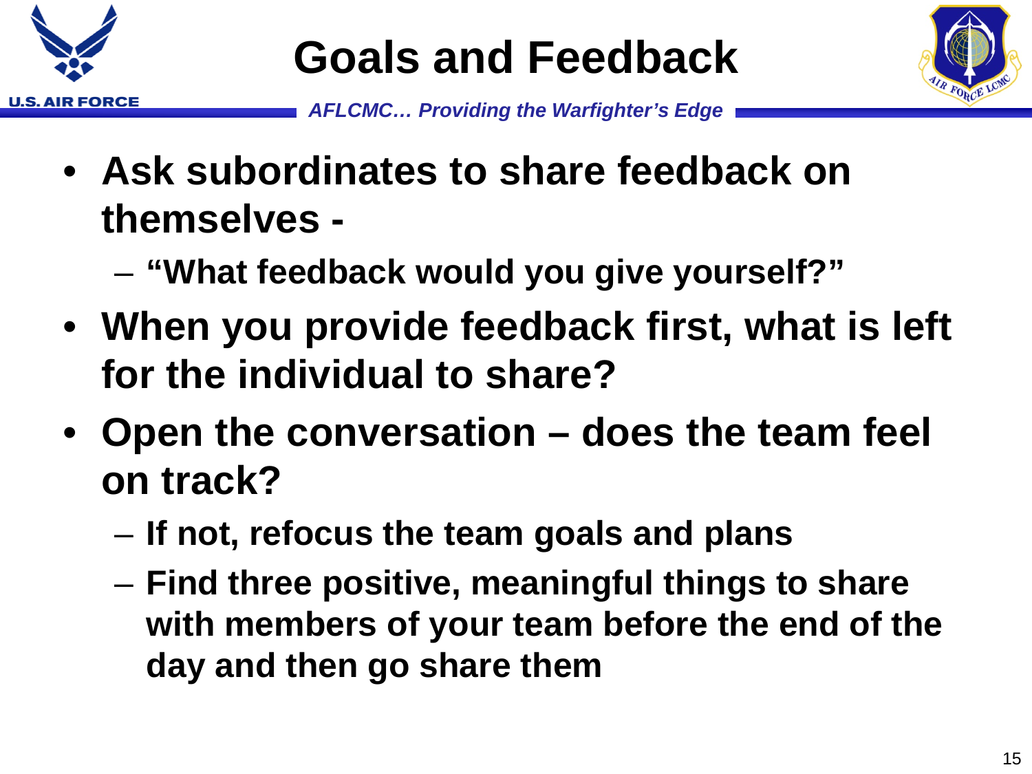# Goals and Feedback

- Ask subordinates to share feedback on themselves -
  - "What feedback would you give yourself?"
- When you provide feedback first, what is left for the individual to share?
- Open the conversation – does the team feel on track?
  - If not, refocus the team goals and plans
  - Find three positive, meaningful things to share with members of your team before the end of the day and then go share them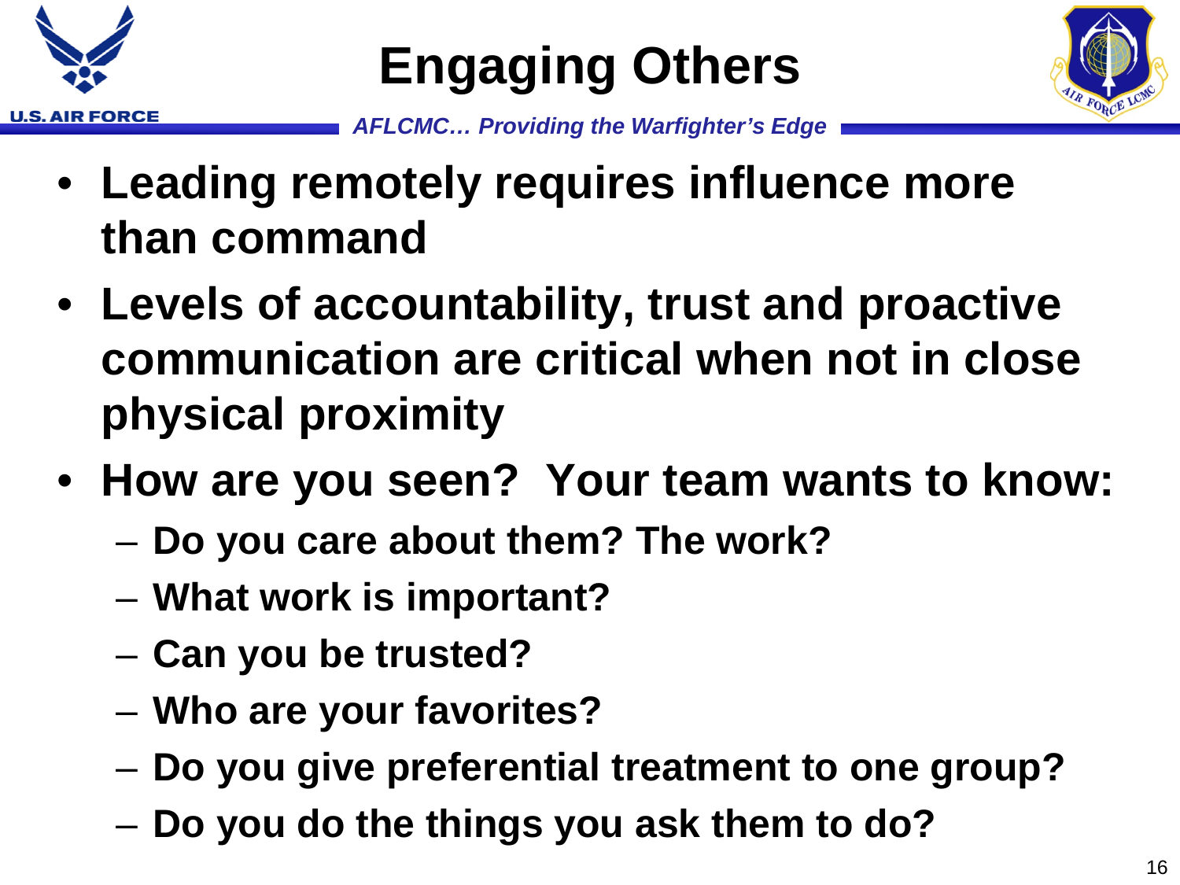# Engaging Others

- **Leading remotely requires influence more than command**
- **Levels of accountability, trust and proactive communication are critical when not in close physical proximity**
- **How are you seen?  Your team wants to know:**
  - **Do you care about them? The work?**
  - **What work is important?**
  - **Can you be trusted?**
  - **Who are your favorites?**
  - **Do you give preferential treatment to one group?**
  - **Do you do the things you ask them to do?**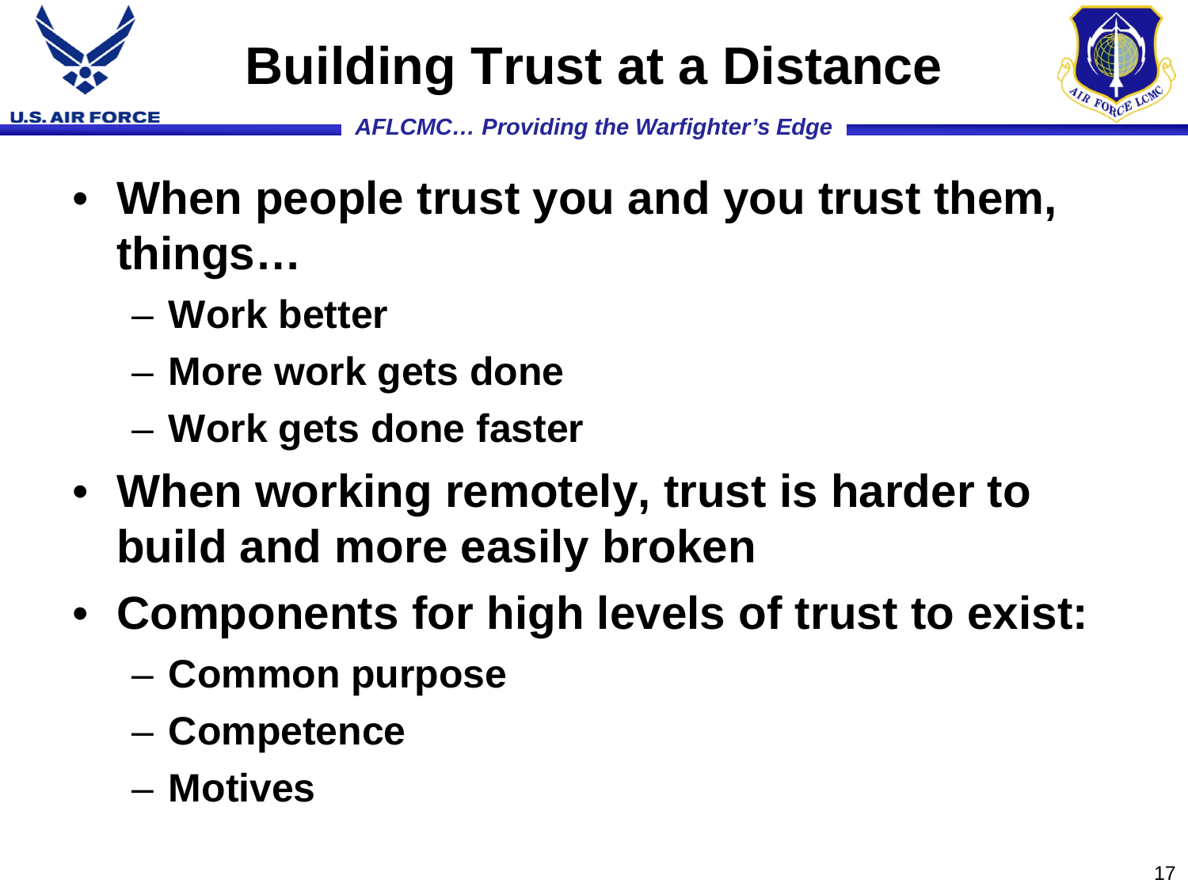# Building Trust at a Distance

- When people trust you and you trust them, things…
  - Work better
  - More work gets done
  - Work gets done faster
- When working remotely, trust is harder to build and more easily broken
- Components for high levels of trust to exist:
  - Common purpose
  - Competence
  - Motives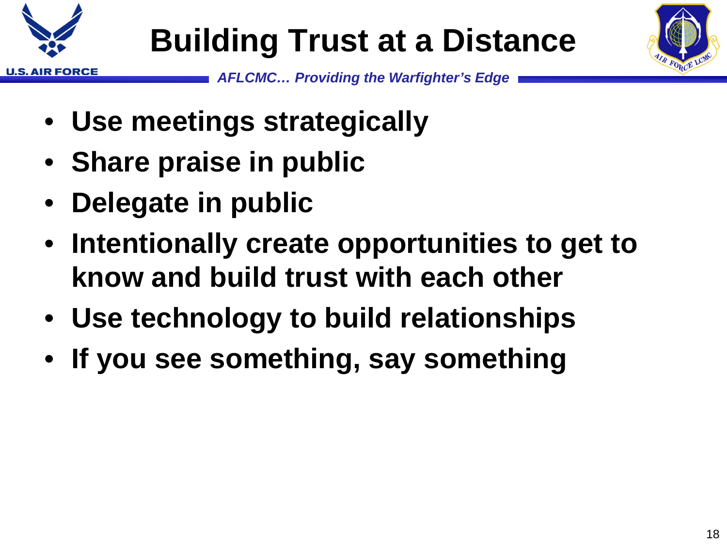# Building Trust at a Distance

- **Use meetings strategically**
- **Share praise in public**
- **Delegate in public**
- **Intentionally create opportunities to get to know and build trust with each other**
- **Use technology to build relationships**
- **If you see something, say something**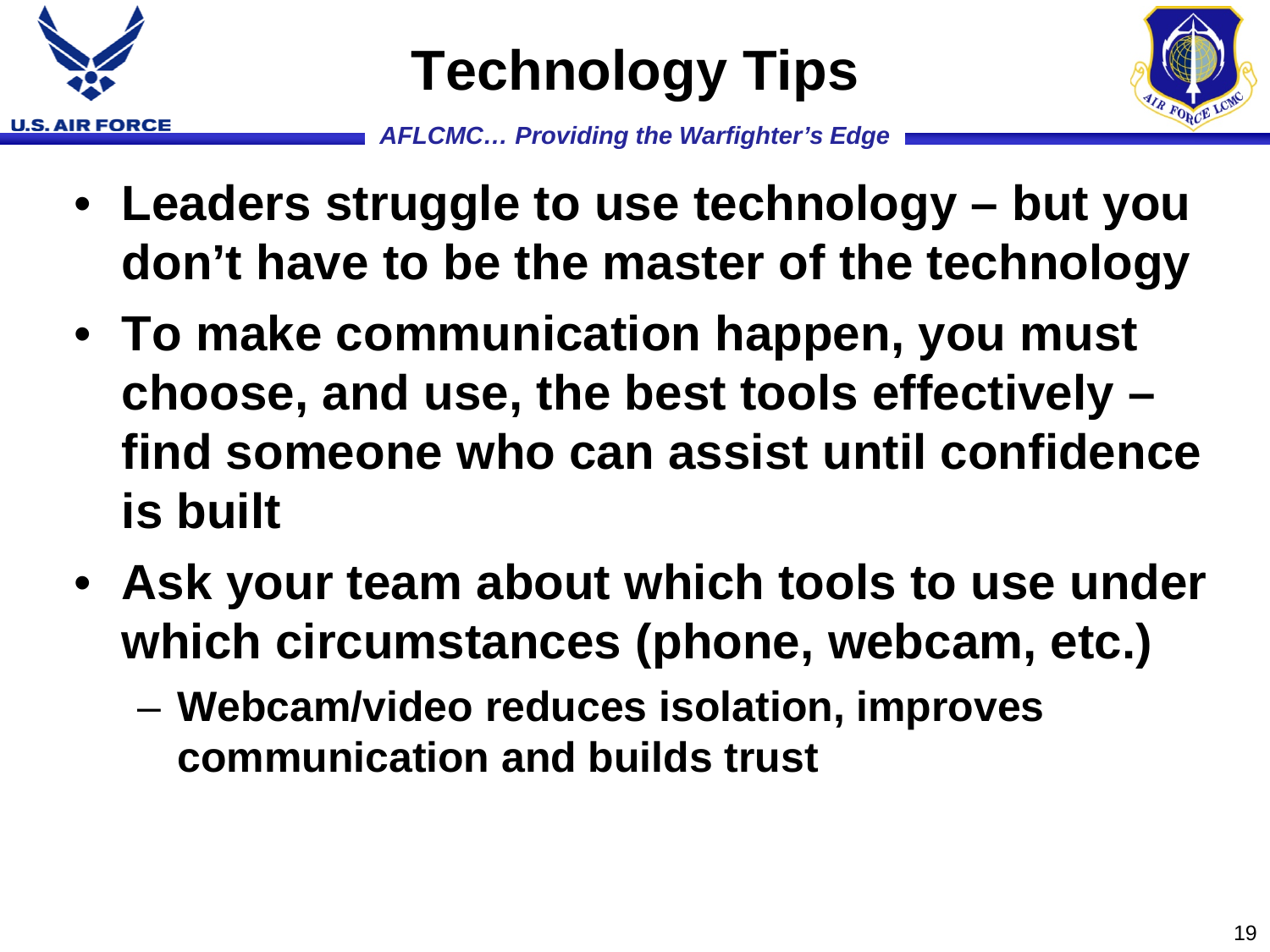# Technology Tips

*AFLCMC… Providing the Warfighter's Edge*

- **Leaders struggle to use technology – but you don't have to be the master of the technology**
- **To make communication happen, you must choose, and use, the best tools effectively – find someone who can assist until confidence is built**
- **Ask your team about which tools to use under which circumstances (phone, webcam, etc.)**
  - **Webcam/video reduces isolation, improves communication and builds trust**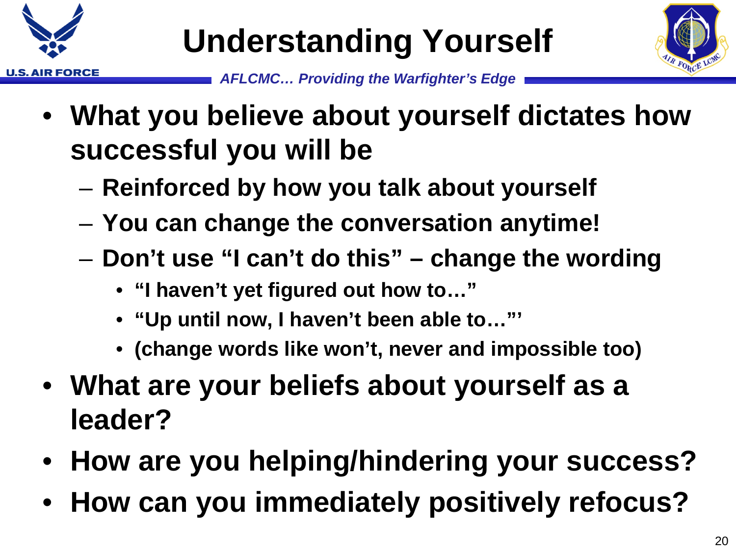# Understanding Yourself

*AFLCMC… Providing the Warfighter's Edge*

- **What you believe about yourself dictates how successful you will be**
  - **Reinforced by how you talk about yourself**
  - **You can change the conversation anytime!**
  - **Don't use "I can't do this" – change the wording**
    - **"I haven't yet figured out how to…"**
    - **"Up until now, I haven't been able to…"'**
    - **(change words like won't, never and impossible too)**
- **What are your beliefs about yourself as a leader?**
- **How are you helping/hindering your success?**
- **How can you immediately positively refocus?**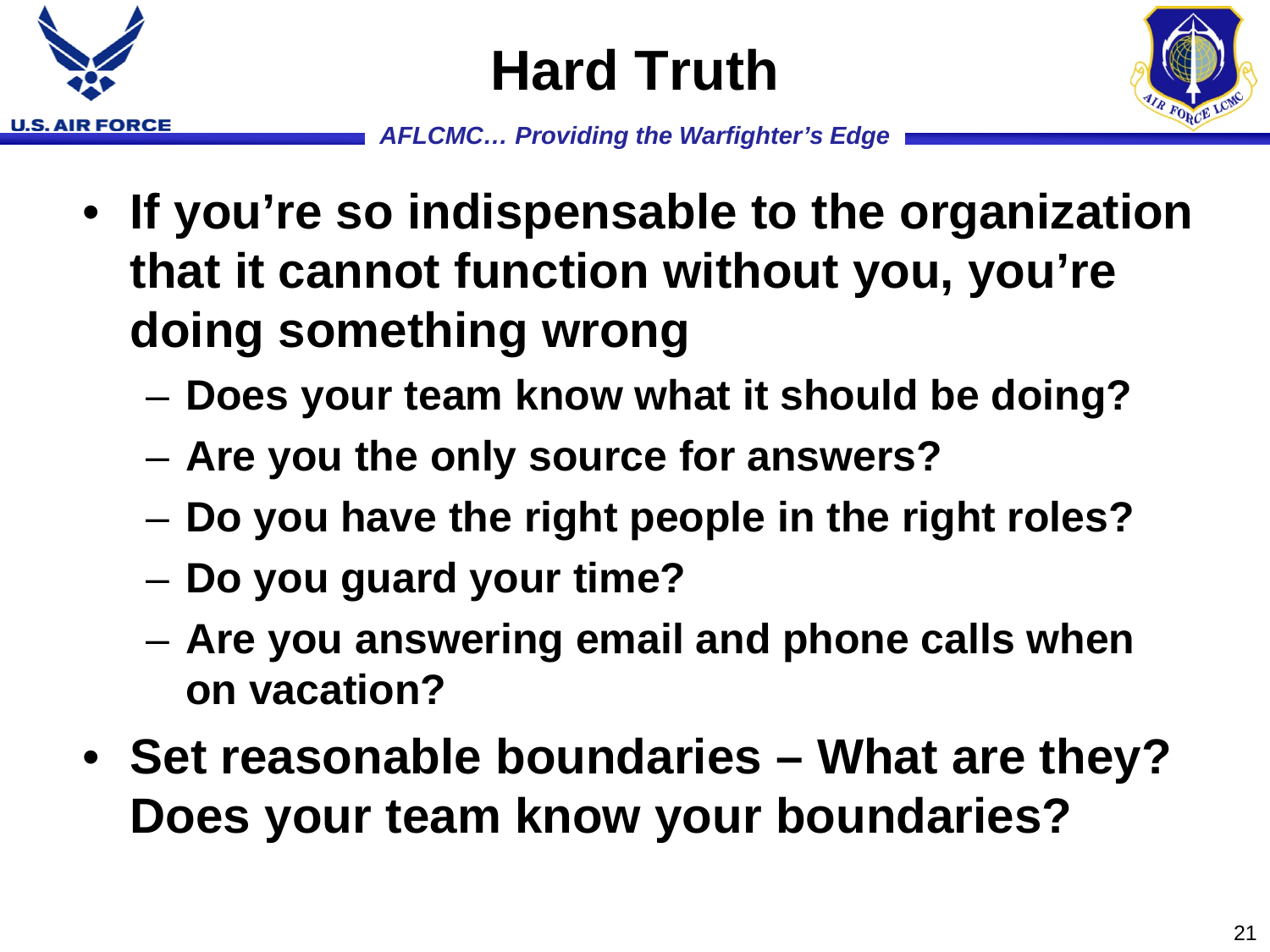# Hard Truth

- **If you're so indispensable to the organization that it cannot function without you, you're doing something wrong**
  - **Does your team know what it should be doing?**
  - **Are you the only source for answers?**
  - **Do you have the right people in the right roles?**
  - **Do you guard your time?**
  - **Are you answering email and phone calls when on vacation?**
- **Set reasonable boundaries – What are they? Does your team know your boundaries?**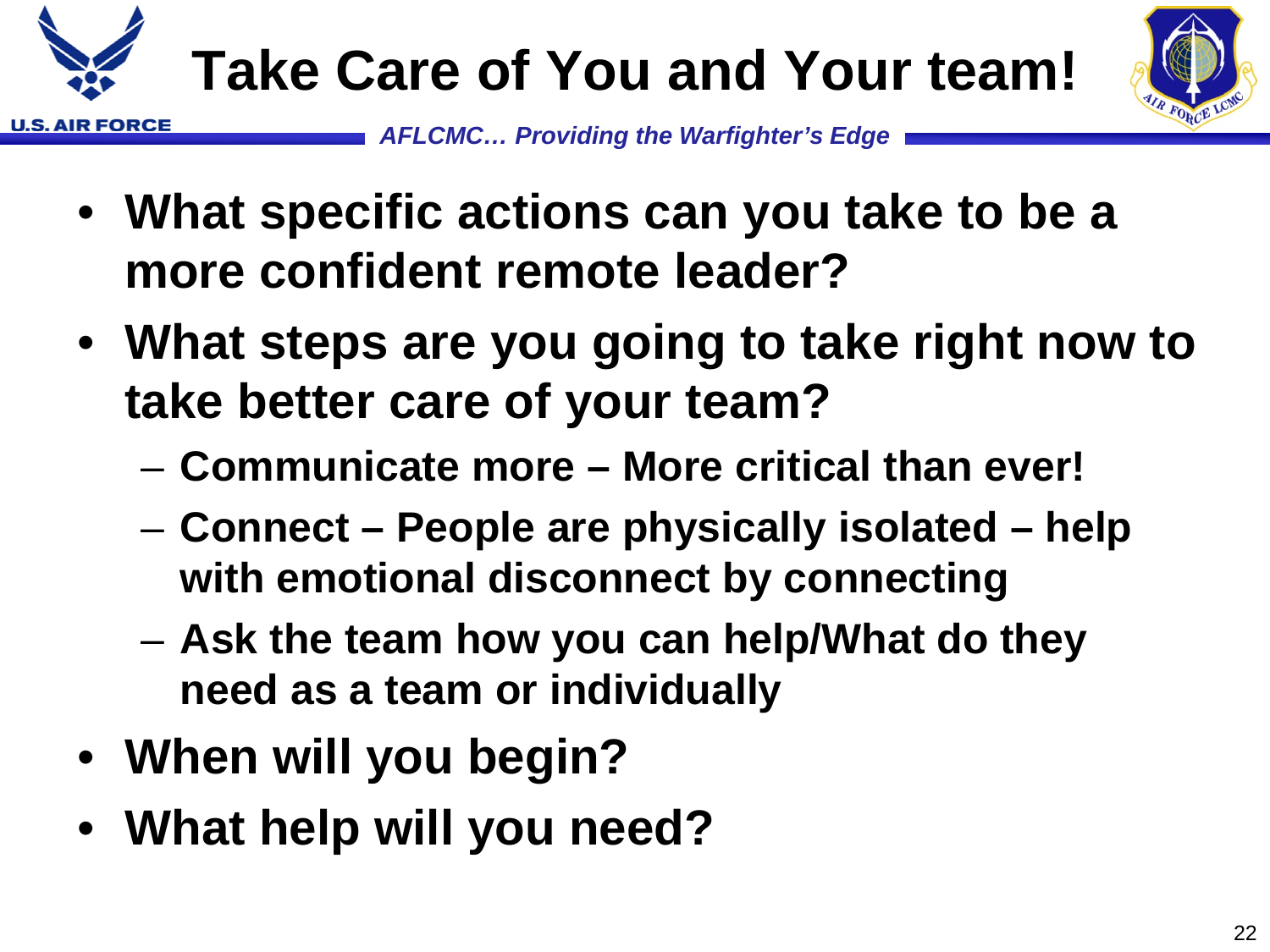# Take Care of You and Your team!

- **What specific actions can you take to be a more confident remote leader?**
- **What steps are you going to take right now to take better care of your team?**
  - **Communicate more – More critical than ever!**
  - **Connect – People are physically isolated – help with emotional disconnect by connecting**
  - **Ask the team how you can help/What do they need as a team or individually**
- **When will you begin?**
- **What help will you need?**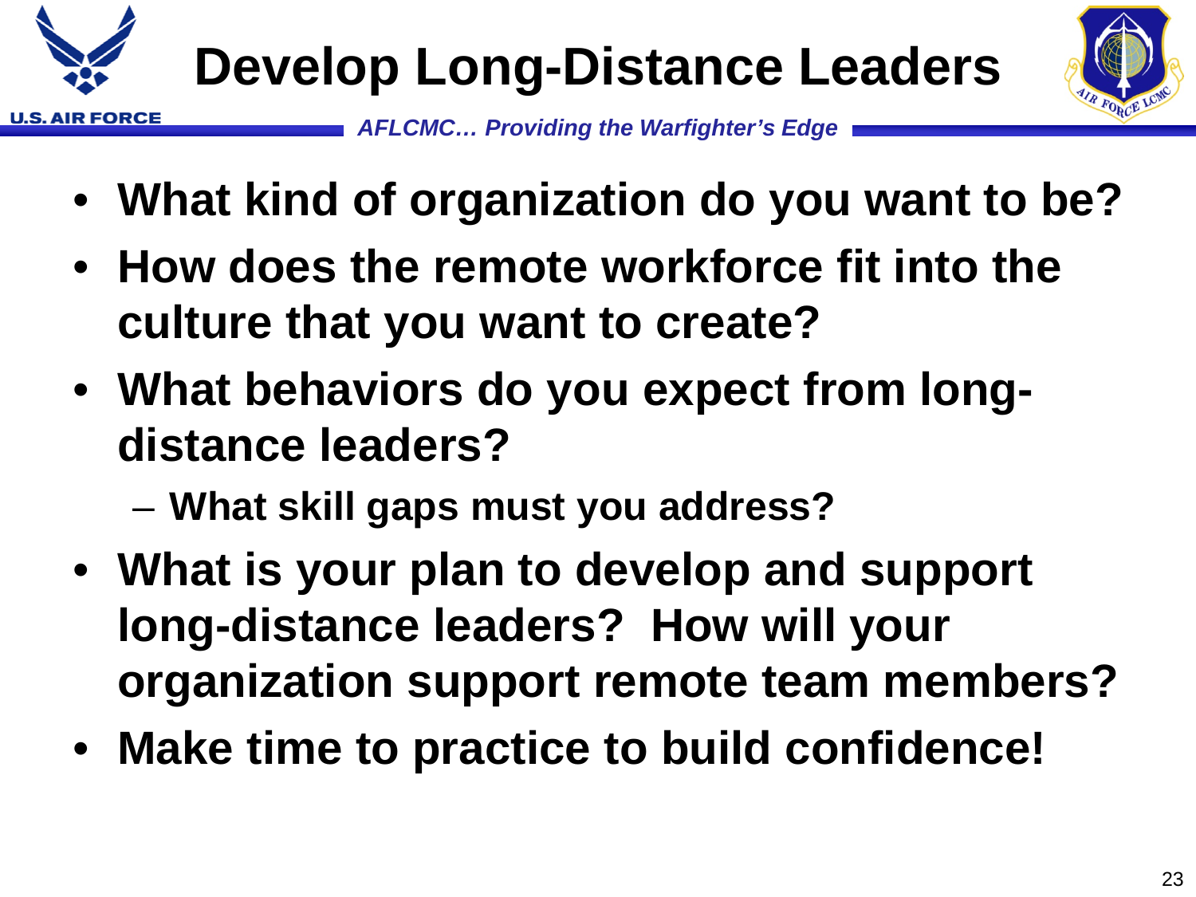# Develop Long-Distance Leaders

- What kind of organization do you want to be?
- How does the remote workforce fit into the culture that you want to create?
- What behaviors do you expect from long-distance leaders?
  - What skill gaps must you address?
- What is your plan to develop and support long-distance leaders? How will your organization support remote team members?
- Make time to practice to build confidence!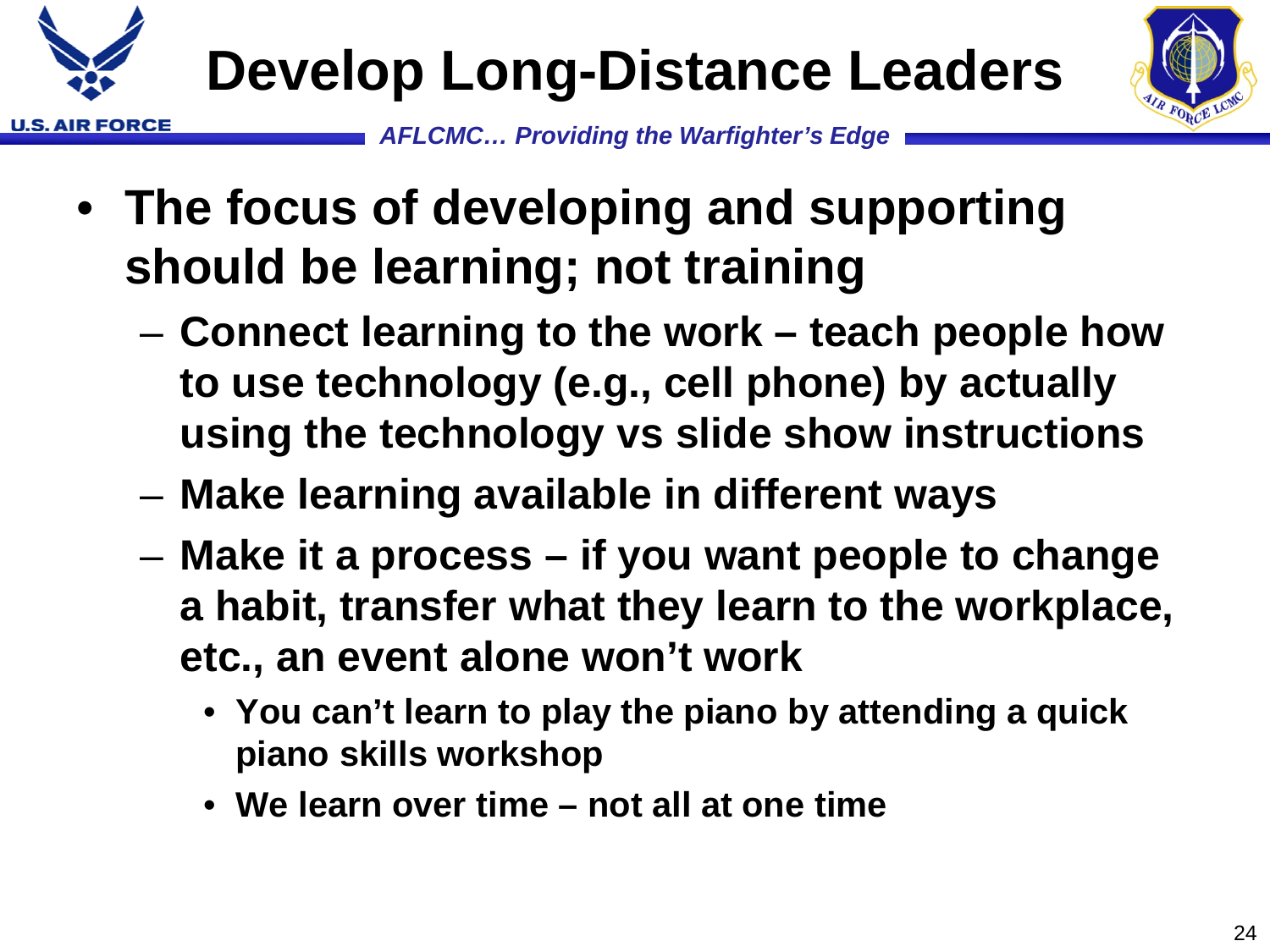# Develop Long-Distance Leaders

- **The focus of developing and supporting should be learning; not training**
  - **Connect learning to the work – teach people how to use technology (e.g., cell phone) by actually using the technology vs slide show instructions**
  - **Make learning available in different ways**
  - **Make it a process – if you want people to change a habit, transfer what they learn to the workplace, etc., an event alone won't work**
    - **You can't learn to play the piano by attending a quick piano skills workshop**
    - **We learn over time – not all at one time**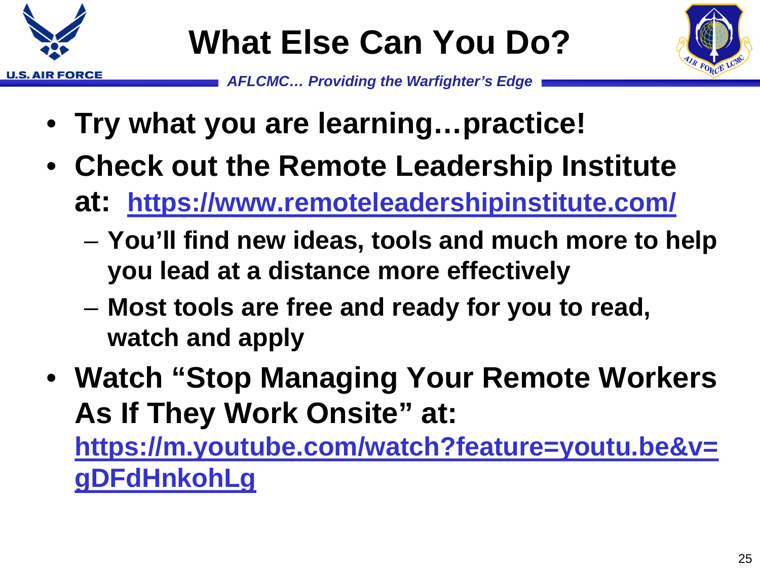# What Else Can You Do?

- **Try what you are learning…practice!**
- **Check out the Remote Leadership Institute at: [https://www.remoteleadershipinstitute.com/](https://www.remoteleadershipinstitute.com/)**
  - **You'll find new ideas, tools and much more to help you lead at a distance more effectively**
  - **Most tools are free and ready for you to read, watch and apply**
- **Watch "Stop Managing Your Remote Workers As If They Work Onsite" at: [https://m.youtube.com/watch?feature=youtu.be&v=gDFdHnkohLg](https://m.youtube.com/watch?feature=youtu.be&v=gDFdHnkohLg)**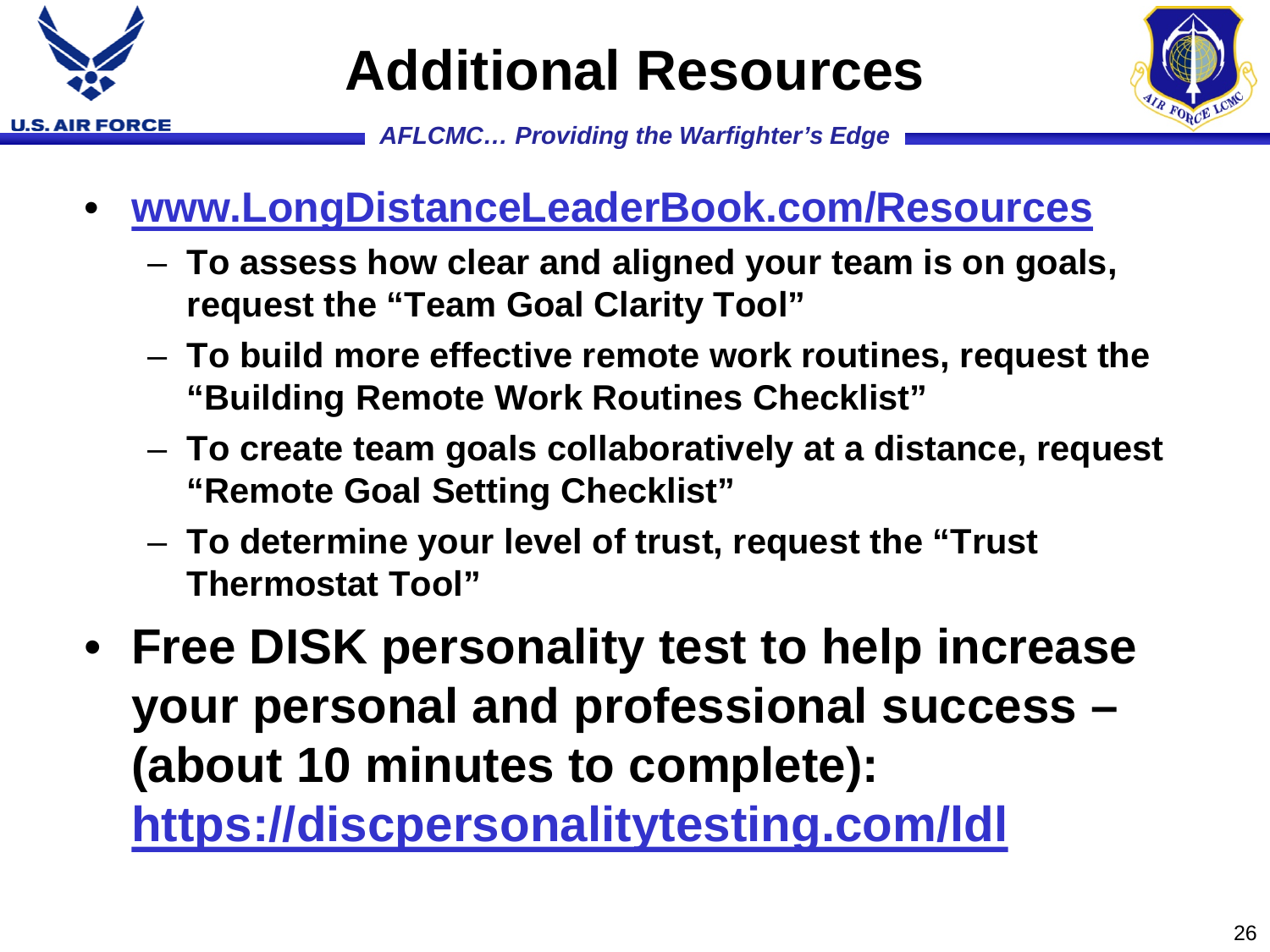# Additional Resources

- www.LongDistanceLeaderBook.com/Resources
  - To assess how clear and aligned your team is on goals, request the "Team Goal Clarity Tool"
  - To build more effective remote work routines, request the "Building Remote Work Routines Checklist"
  - To create team goals collaboratively at a distance, request "Remote Goal Setting Checklist"
  - To determine your level of trust, request the "Trust Thermostat Tool"
- Free DISK personality test to help increase your personal and professional success – (about 10 minutes to complete): https://discpersonalitytesting.com/ldl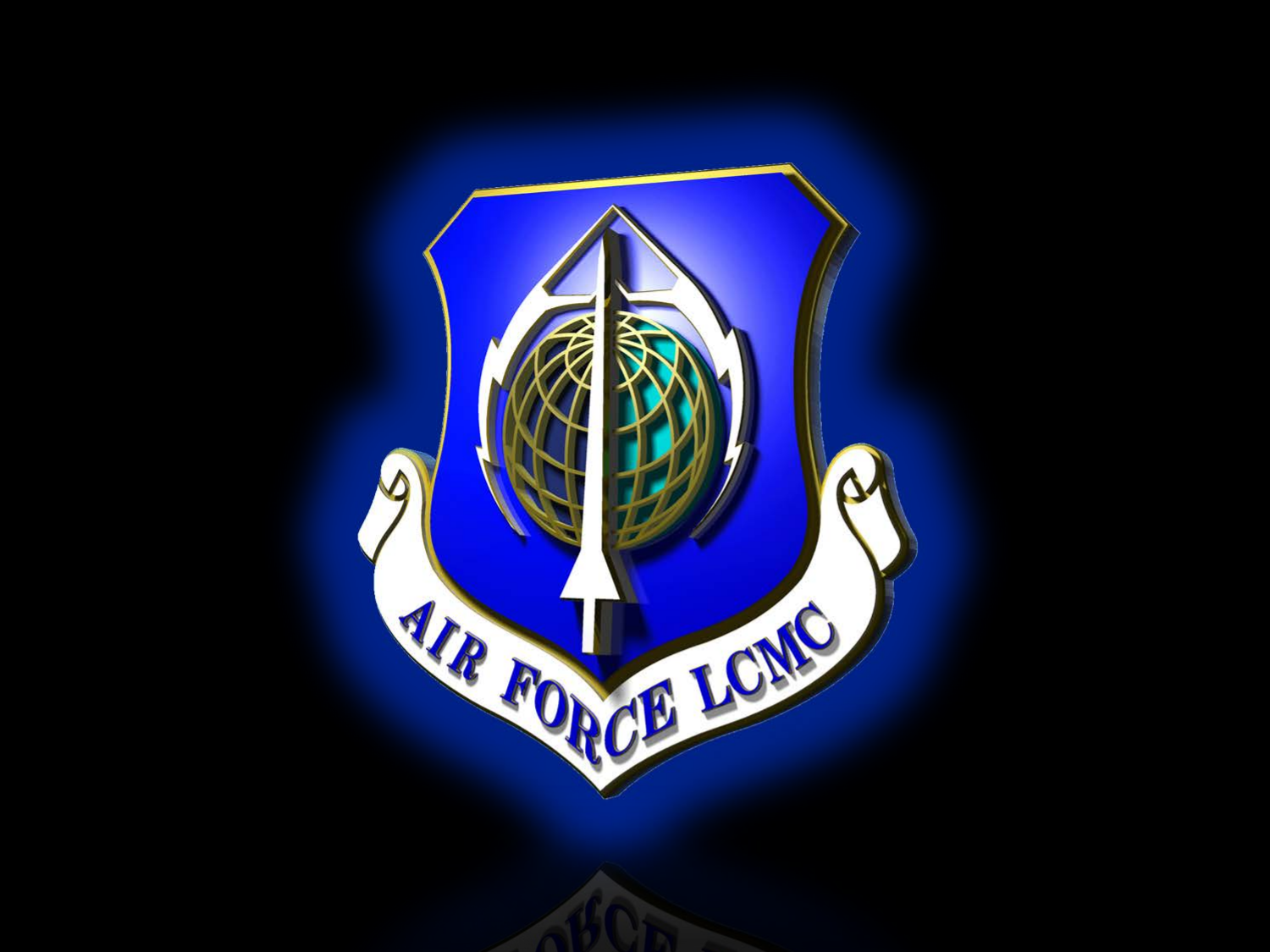AIR FORCE LCMC